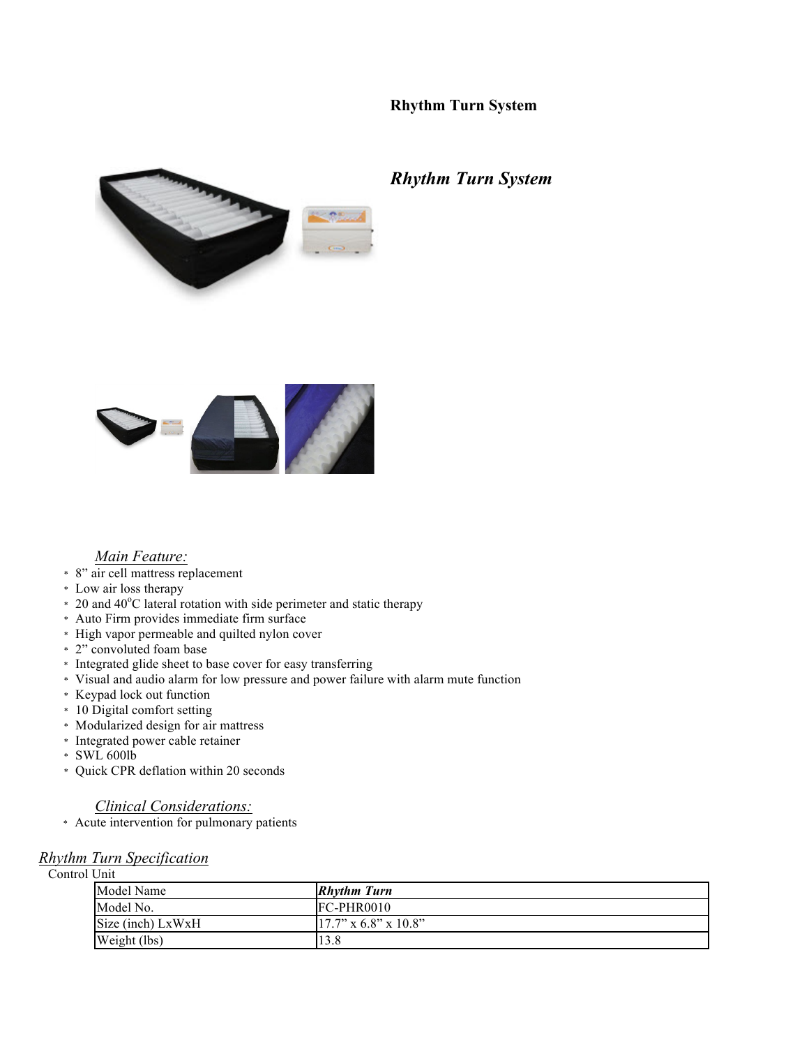**Rhythm Turn System**

## *Rhythm Turn System*

*Main Feature:*

* 8” air cell mattress replacement
* Low air loss therapy
* 20 and 40$^{o}$C lateral rotation with side perimeter and static therapy
* Auto Firm provides immediate firm surface
* High vapor permeable and quilted nylon cover
* 2” convoluted foam base
* Integrated glide sheet to base cover for easy transferring
* Visual and audio alarm for low pressure and power failure with alarm mute function
* Keypad lock out function
* 10 Digital comfort setting
* Modularized design for air mattress
* Integrated power cable retainer
* SWL 600lb
* Quick CPR deflation within 20 seconds

*Clinical Considerations:*

* Acute intervention for pulmonary patients

*Rhythm Turn Specification*

Control Unit

| Model Name | ***Rhythm Turn*** |
|---|---|
| Model No. | FC-PHR0010 |
| Size (inch) LxWxH | 17.7” x 6.8” x 10.8” |
| Weight (lbs) | 13.8 |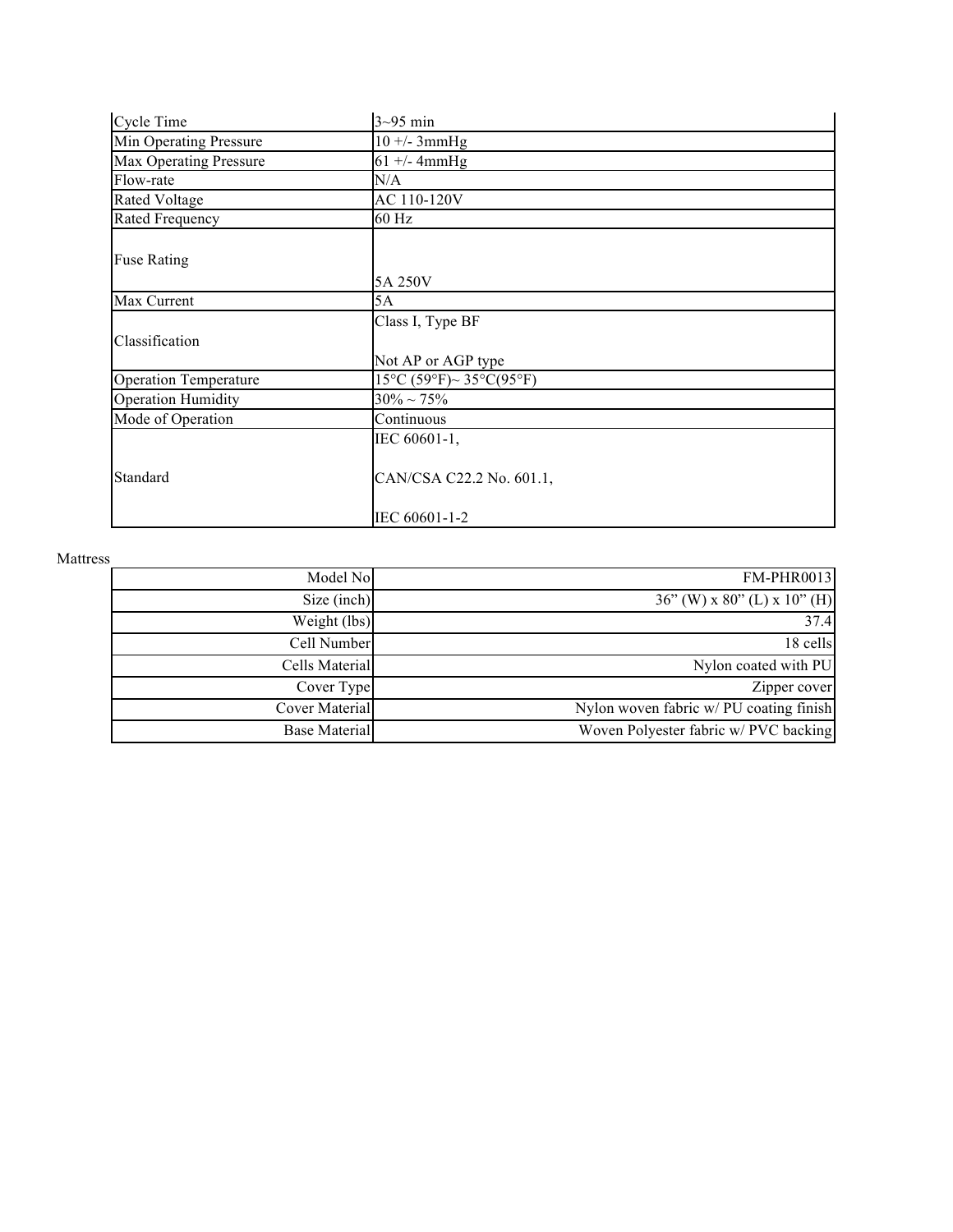| | |
|---|---|
| Cycle Time | 3~95 min |
| Min Operating Pressure | 10 +/- 3mmHg |
| Max Operating Pressure | 61 +/- 4mmHg |
| Flow-rate | N/A |
| Rated Voltage | AC 110-120V |
| Rated Frequency | 60 Hz |
| Fuse Rating | 5A 250V |
| Max Current | 5A |
| Classification | Class I, Type BF<br><br>Not AP or AGP type |
| Operation Temperature | 15°C (59°F)~ 35°C(95°F) |
| Operation Humidity | 30% ~ 75% |
| Mode of Operation | Continuous |
| Standard | IEC 60601-1,<br><br>CAN/CSA C22.2 No. 601.1,<br><br>IEC 60601-1-2 |

Mattress

| | |
|---:|---:|
| Model No | FM-PHR0013 |
| Size (inch) | 36" (W) x 80" (L) x 10" (H) |
| Weight (lbs) | 37.4 |
| Cell Number | 18 cells |
| Cells Material | Nylon coated with PU |
| Cover Type | Zipper cover |
| Cover Material | Nylon woven fabric w/ PU coating finish |
| Base Material | Woven Polyester fabric w/ PVC backing |